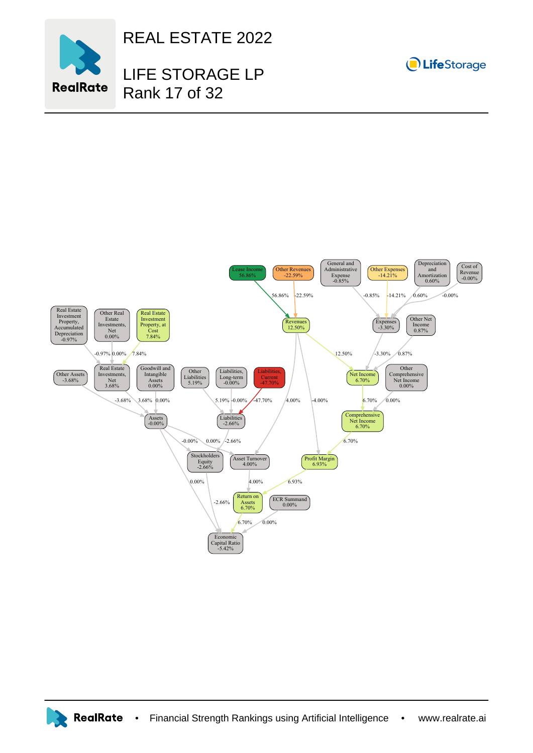# REAL ESTATE 2022

## LIFE STORAGE LP
Rank 17 of 32

Lease Income 56.86%
Other Revenues -22.59%
General and Administrative Expense -0.85%
Other Expenses -14.21%
Depreciation and Amortization 0.60%
Cost of Revenue -0.00%

Revenues 12.50%
Expenses -3.30%
Other Net Income 0.87%

Real Estate Investment Property, Accumulated Depreciation -0.97%
Other Real Estate Investments, Net 0.00%
Real Estate Investment Property, at Cost 7.84%

Other Assets -3.68%
Real Estate Investments, Net 3.68%
Goodwill and Intangible Assets 0.00%
Other Liabilities 5.19%
Liabilities, Long-term -0.00%
Liabilities, Current -47.70%
Net Income 6.70%
Other Comprehensive Net Income 0.00%

Assets -0.00%
Liabilities -2.66%
Comprehensive Net Income 6.70%

Stockholders Equity -2.66%
Asset Turnover 4.00%
Profit Margin 6.93%

Return on Assets 6.70%
ECR Summand 0.00%

Economic Capital Ratio -5.42%

RealRate • Financial Strength Rankings using Artificial Intelligence • www.realrate.ai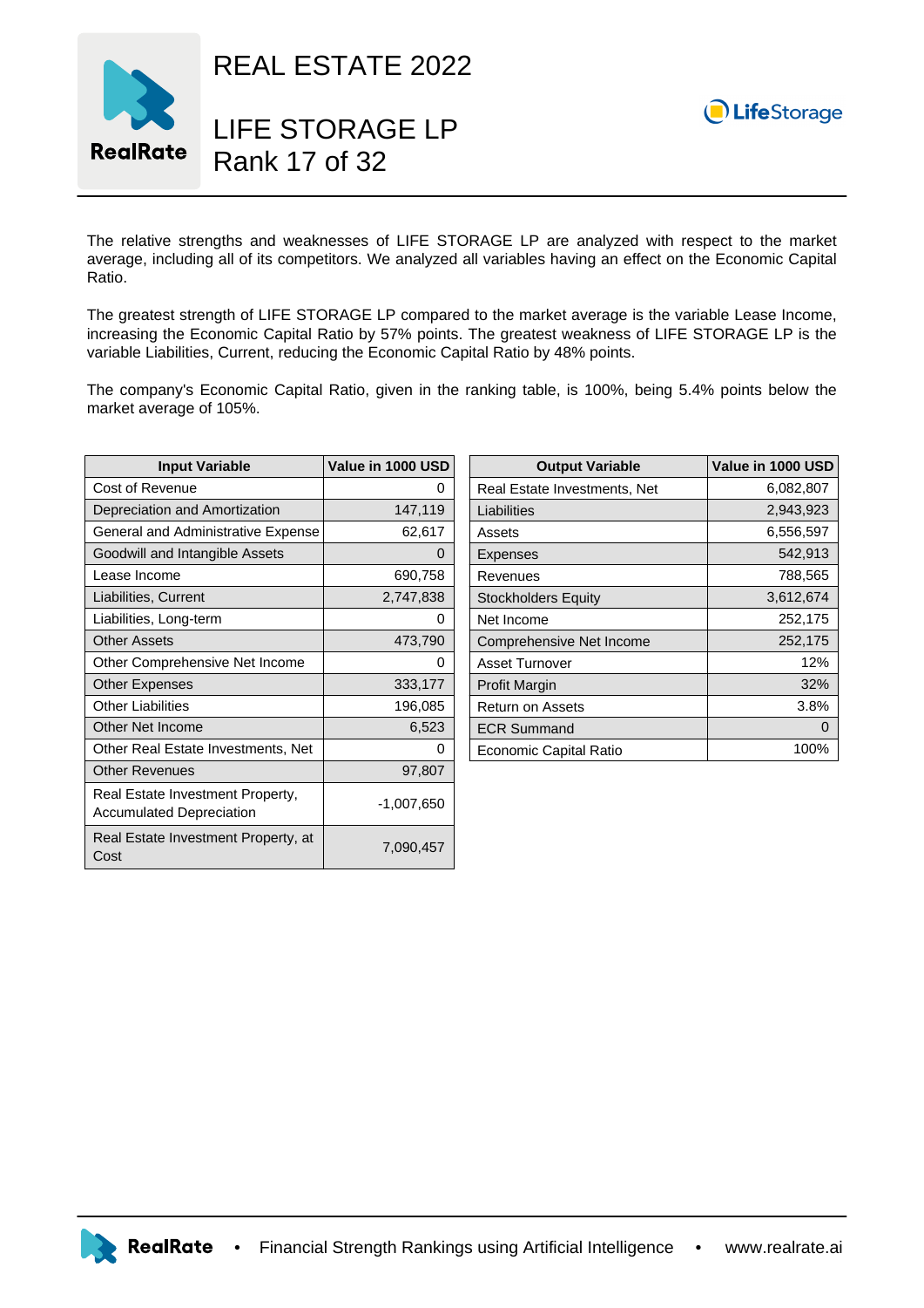# REAL ESTATE 2022

# LIFE STORAGE LP
## Rank 17 of 32

The relative strengths and weaknesses of LIFE STORAGE LP are analyzed with respect to the market average, including all of its competitors. We analyzed all variables having an effect on the Economic Capital Ratio.

The greatest strength of LIFE STORAGE LP compared to the market average is the variable Lease Income, increasing the Economic Capital Ratio by 57% points. The greatest weakness of LIFE STORAGE LP is the variable Liabilities, Current, reducing the Economic Capital Ratio by 48% points.

The company's Economic Capital Ratio, given in the ranking table, is 100%, being 5.4% points below the market average of 105%.

| Input Variable | Value in 1000 USD |
|---|---|
| Cost of Revenue | 0 |
| Depreciation and Amortization | 147,119 |
| General and Administrative Expense | 62,617 |
| Goodwill and Intangible Assets | 0 |
| Lease Income | 690,758 |
| Liabilities, Current | 2,747,838 |
| Liabilities, Long-term | 0 |
| Other Assets | 473,790 |
| Other Comprehensive Net Income | 0 |
| Other Expenses | 333,177 |
| Other Liabilities | 196,085 |
| Other Net Income | 6,523 |
| Other Real Estate Investments, Net | 0 |
| Other Revenues | 97,807 |
| Real Estate Investment Property, Accumulated Depreciation | -1,007,650 |
| Real Estate Investment Property, at Cost | 7,090,457 |

| Output Variable | Value in 1000 USD |
|---|---|
| Real Estate Investments, Net | 6,082,807 |
| Liabilities | 2,943,923 |
| Assets | 6,556,597 |
| Expenses | 542,913 |
| Revenues | 788,565 |
| Stockholders Equity | 3,612,674 |
| Net Income | 252,175 |
| Comprehensive Net Income | 252,175 |
| Asset Turnover | 12% |
| Profit Margin | 32% |
| Return on Assets | 3.8% |
| ECR Summand | 0 |
| Economic Capital Ratio | 100% |